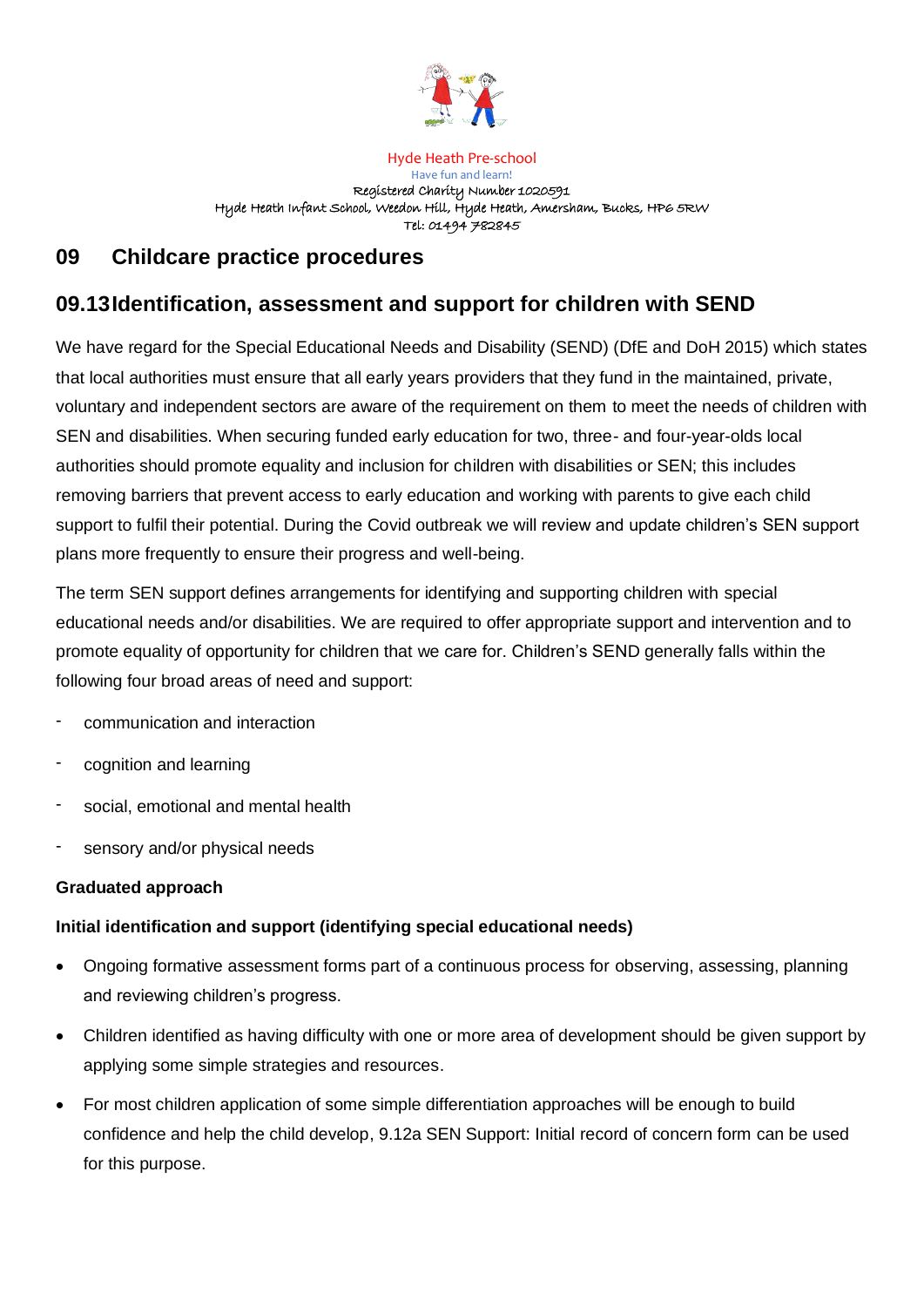Hyde Heath Pre-school
Have fun and learn!
Registered Charity Number 1020591
Hyde Heath Infant School, Weedon Hill, Hyde Heath, Amersham, Bucks, HP6 5RW
Tel: 01494 782845

# 09 Childcare practice procedures

## 09.13 Identification, assessment and support for children with SEND

We have regard for the Special Educational Needs and Disability (SEND) (DfE and DoH 2015) which states that local authorities must ensure that all early years providers that they fund in the maintained, private, voluntary and independent sectors are aware of the requirement on them to meet the needs of children with SEN and disabilities. When securing funded early education for two, three- and four-year-olds local authorities should promote equality and inclusion for children with disabilities or SEN; this includes removing barriers that prevent access to early education and working with parents to give each child support to fulfil their potential. During the Covid outbreak we will review and update children's SEN support plans more frequently to ensure their progress and well-being.

The term SEN support defines arrangements for identifying and supporting children with special educational needs and/or disabilities. We are required to offer appropriate support and intervention and to promote equality of opportunity for children that we care for. Children's SEND generally falls within the following four broad areas of need and support:

- communication and interaction
- cognition and learning
- social, emotional and mental health
- sensory and/or physical needs

**Graduated approach**

**Initial identification and support (identifying special educational needs)**

- Ongoing formative assessment forms part of a continuous process for observing, assessing, planning and reviewing children's progress.
- Children identified as having difficulty with one or more area of development should be given support by applying some simple strategies and resources.
- For most children application of some simple differentiation approaches will be enough to build confidence and help the child develop, 9.12a SEN Support: Initial record of concern form can be used for this purpose.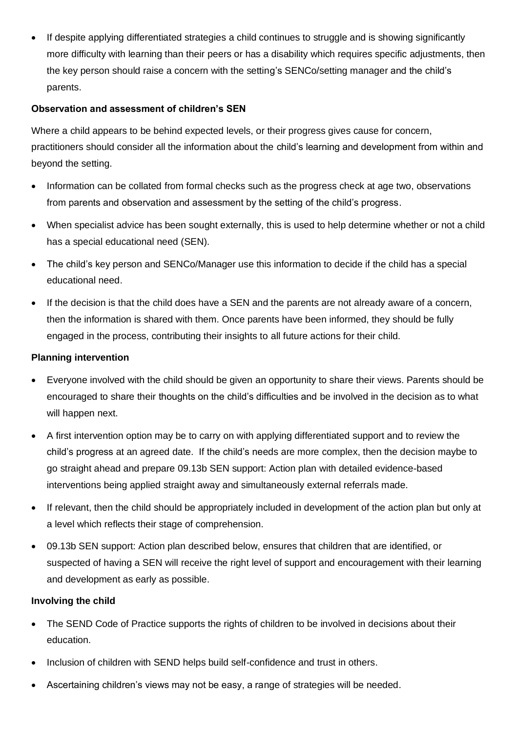- If despite applying differentiated strategies a child continues to struggle and is showing significantly more difficulty with learning than their peers or has a disability which requires specific adjustments, then the key person should raise a concern with the setting's SENCo/setting manager and the child's parents.

**Observation and assessment of children's SEN**

Where a child appears to be behind expected levels, or their progress gives cause for concern, practitioners should consider all the information about the child's learning and development from within and beyond the setting.

- Information can be collated from formal checks such as the progress check at age two, observations from parents and observation and assessment by the setting of the child's progress.
- When specialist advice has been sought externally, this is used to help determine whether or not a child has a special educational need (SEN).
- The child's key person and SENCo/Manager use this information to decide if the child has a special educational need.
- If the decision is that the child does have a SEN and the parents are not already aware of a concern, then the information is shared with them. Once parents have been informed, they should be fully engaged in the process, contributing their insights to all future actions for their child.

**Planning intervention**

- Everyone involved with the child should be given an opportunity to share their views. Parents should be encouraged to share their thoughts on the child's difficulties and be involved in the decision as to what will happen next.
- A first intervention option may be to carry on with applying differentiated support and to review the child's progress at an agreed date. If the child's needs are more complex, then the decision maybe to go straight ahead and prepare 09.13b SEN support: Action plan with detailed evidence-based interventions being applied straight away and simultaneously external referrals made.
- If relevant, then the child should be appropriately included in development of the action plan but only at a level which reflects their stage of comprehension.
- 09.13b SEN support: Action plan described below, ensures that children that are identified, or suspected of having a SEN will receive the right level of support and encouragement with their learning and development as early as possible.

**Involving the child**

- The SEND Code of Practice supports the rights of children to be involved in decisions about their education.
- Inclusion of children with SEND helps build self-confidence and trust in others.
- Ascertaining children's views may not be easy, a range of strategies will be needed.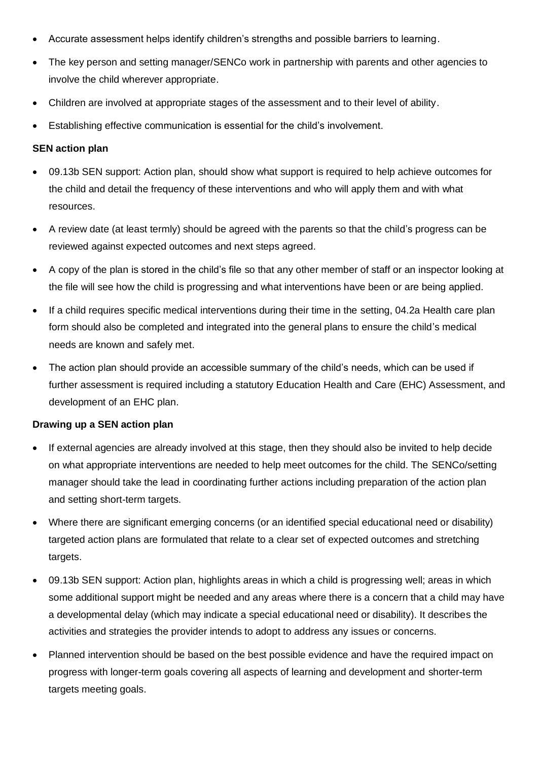- Accurate assessment helps identify children's strengths and possible barriers to learning.
- The key person and setting manager/SENCo work in partnership with parents and other agencies to involve the child wherever appropriate.
- Children are involved at appropriate stages of the assessment and to their level of ability.
- Establishing effective communication is essential for the child's involvement.

**SEN action plan**

- 09.13b SEN support: Action plan, should show what support is required to help achieve outcomes for the child and detail the frequency of these interventions and who will apply them and with what resources.
- A review date (at least termly) should be agreed with the parents so that the child's progress can be reviewed against expected outcomes and next steps agreed.
- A copy of the plan is stored in the child's file so that any other member of staff or an inspector looking at the file will see how the child is progressing and what interventions have been or are being applied.
- If a child requires specific medical interventions during their time in the setting, 04.2a Health care plan form should also be completed and integrated into the general plans to ensure the child's medical needs are known and safely met.
- The action plan should provide an accessible summary of the child's needs, which can be used if further assessment is required including a statutory Education Health and Care (EHC) Assessment, and development of an EHC plan.

**Drawing up a SEN action plan**

- If external agencies are already involved at this stage, then they should also be invited to help decide on what appropriate interventions are needed to help meet outcomes for the child. The SENCo/setting manager should take the lead in coordinating further actions including preparation of the action plan and setting short-term targets.
- Where there are significant emerging concerns (or an identified special educational need or disability) targeted action plans are formulated that relate to a clear set of expected outcomes and stretching targets.
- 09.13b SEN support: Action plan, highlights areas in which a child is progressing well; areas in which some additional support might be needed and any areas where there is a concern that a child may have a developmental delay (which may indicate a special educational need or disability). It describes the activities and strategies the provider intends to adopt to address any issues or concerns.
- Planned intervention should be based on the best possible evidence and have the required impact on progress with longer-term goals covering all aspects of learning and development and shorter-term targets meeting goals.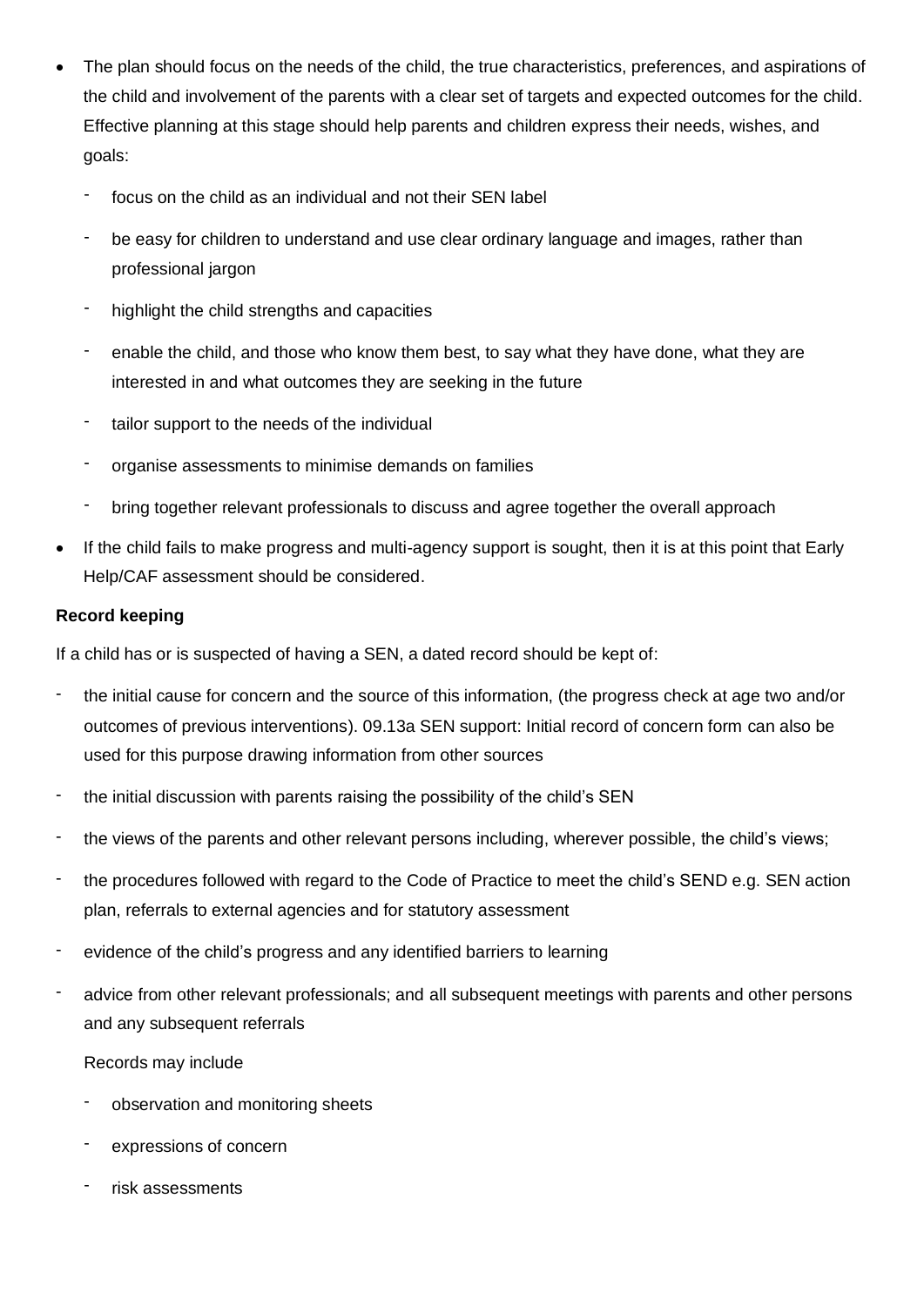- The plan should focus on the needs of the child, the true characteristics, preferences, and aspirations of the child and involvement of the parents with a clear set of targets and expected outcomes for the child. Effective planning at this stage should help parents and children express their needs, wishes, and goals:
  - focus on the child as an individual and not their SEN label
  - be easy for children to understand and use clear ordinary language and images, rather than professional jargon
  - highlight the child strengths and capacities
  - enable the child, and those who know them best, to say what they have done, what they are interested in and what outcomes they are seeking in the future
  - tailor support to the needs of the individual
  - organise assessments to minimise demands on families
  - bring together relevant professionals to discuss and agree together the overall approach
- If the child fails to make progress and multi-agency support is sought, then it is at this point that Early Help/CAF assessment should be considered.

**Record keeping**

If a child has or is suspected of having a SEN, a dated record should be kept of:

- the initial cause for concern and the source of this information, (the progress check at age two and/or outcomes of previous interventions). 09.13a SEN support: Initial record of concern form can also be used for this purpose drawing information from other sources
- the initial discussion with parents raising the possibility of the child's SEN
- the views of the parents and other relevant persons including, wherever possible, the child's views;
- the procedures followed with regard to the Code of Practice to meet the child's SEND e.g. SEN action plan, referrals to external agencies and for statutory assessment
- evidence of the child's progress and any identified barriers to learning
- advice from other relevant professionals; and all subsequent meetings with parents and other persons and any subsequent referrals

  Records may include

  - observation and monitoring sheets
  - expressions of concern
  - risk assessments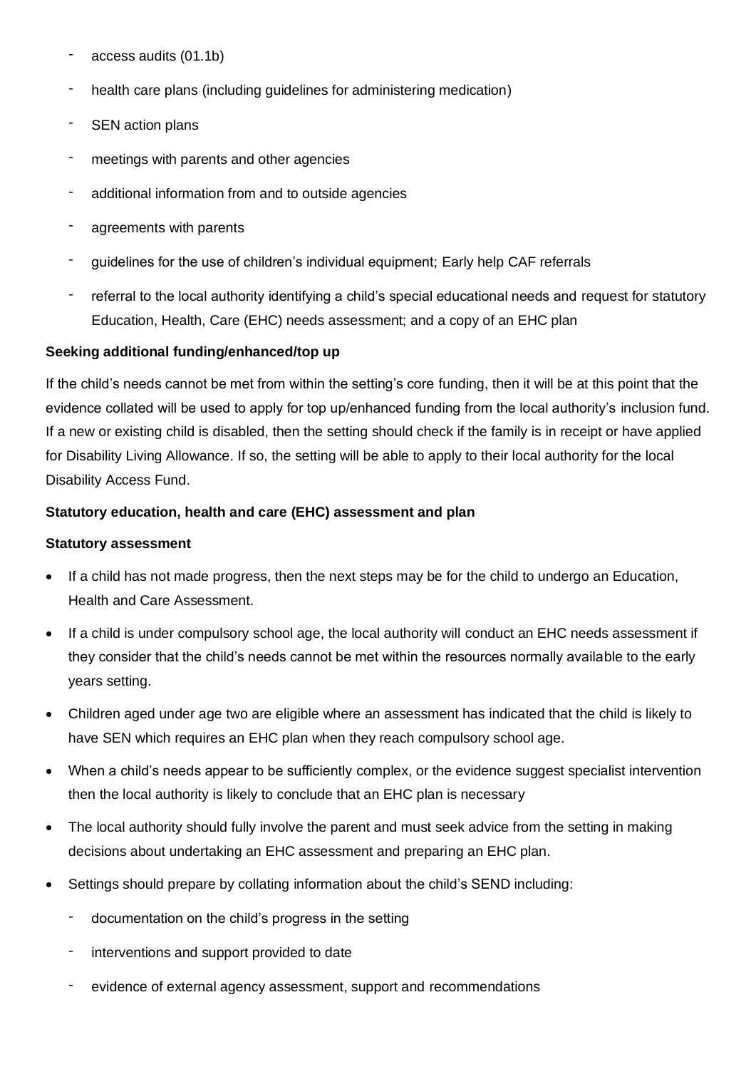- access audits (01.1b)
- health care plans (including guidelines for administering medication)
- SEN action plans
- meetings with parents and other agencies
- additional information from and to outside agencies
- agreements with parents
- guidelines for the use of children's individual equipment; Early help CAF referrals
- referral to the local authority identifying a child's special educational needs and request for statutory Education, Health, Care (EHC) needs assessment; and a copy of an EHC plan

**Seeking additional funding/enhanced/top up**

If the child's needs cannot be met from within the setting's core funding, then it will be at this point that the evidence collated will be used to apply for top up/enhanced funding from the local authority's inclusion fund. If a new or existing child is disabled, then the setting should check if the family is in receipt or have applied for Disability Living Allowance. If so, the setting will be able to apply to their local authority for the local Disability Access Fund.

**Statutory education, health and care (EHC) assessment and plan**

**Statutory assessment**

- If a child has not made progress, then the next steps may be for the child to undergo an Education, Health and Care Assessment.
- If a child is under compulsory school age, the local authority will conduct an EHC needs assessment if they consider that the child's needs cannot be met within the resources normally available to the early years setting.
- Children aged under age two are eligible where an assessment has indicated that the child is likely to have SEN which requires an EHC plan when they reach compulsory school age.
- When a child's needs appear to be sufficiently complex, or the evidence suggest specialist intervention then the local authority is likely to conclude that an EHC plan is necessary
- The local authority should fully involve the parent and must seek advice from the setting in making decisions about undertaking an EHC assessment and preparing an EHC plan.
- Settings should prepare by collating information about the child's SEND including:
  - documentation on the child's progress in the setting
  - interventions and support provided to date
  - evidence of external agency assessment, support and recommendations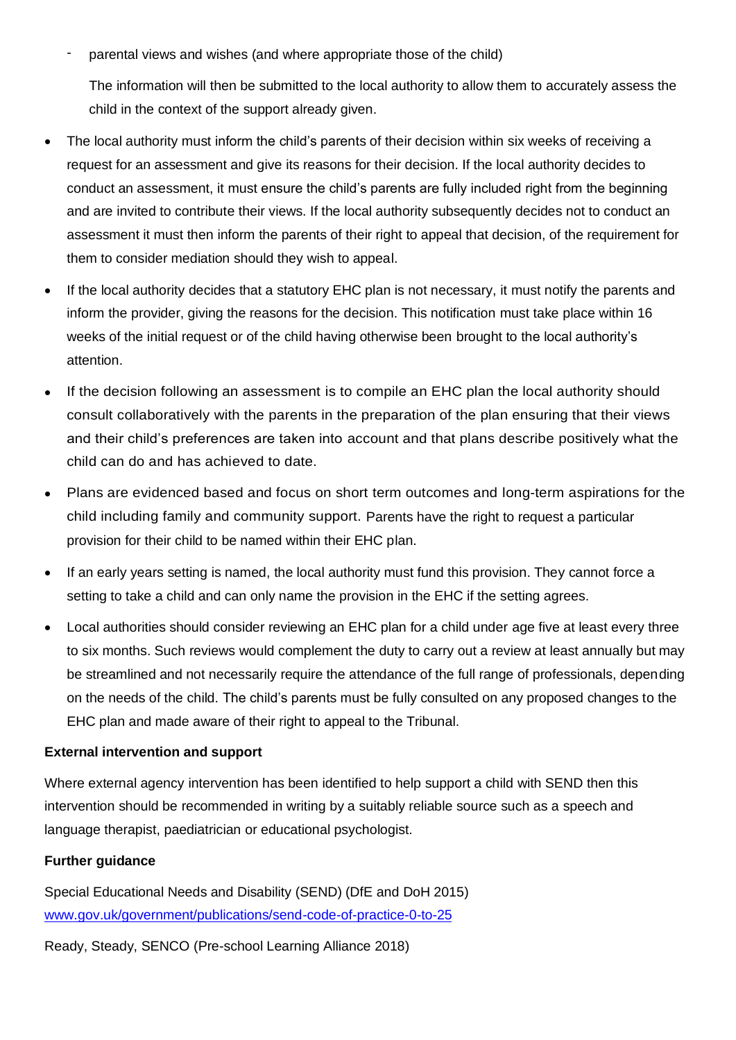- parental views and wishes (and where appropriate those of the child)

  The information will then be submitted to the local authority to allow them to accurately assess the child in the context of the support already given.

- The local authority must inform the child's parents of their decision within six weeks of receiving a request for an assessment and give its reasons for their decision. If the local authority decides to conduct an assessment, it must ensure the child's parents are fully included right from the beginning and are invited to contribute their views. If the local authority subsequently decides not to conduct an assessment it must then inform the parents of their right to appeal that decision, of the requirement for them to consider mediation should they wish to appeal.
- If the local authority decides that a statutory EHC plan is not necessary, it must notify the parents and inform the provider, giving the reasons for the decision. This notification must take place within 16 weeks of the initial request or of the child having otherwise been brought to the local authority's attention.
- If the decision following an assessment is to compile an EHC plan the local authority should consult collaboratively with the parents in the preparation of the plan ensuring that their views and their child's preferences are taken into account and that plans describe positively what the child can do and has achieved to date.
- Plans are evidenced based and focus on short term outcomes and long-term aspirations for the child including family and community support. Parents have the right to request a particular provision for their child to be named within their EHC plan.
- If an early years setting is named, the local authority must fund this provision. They cannot force a setting to take a child and can only name the provision in the EHC if the setting agrees.
- Local authorities should consider reviewing an EHC plan for a child under age five at least every three to six months. Such reviews would complement the duty to carry out a review at least annually but may be streamlined and not necessarily require the attendance of the full range of professionals, depending on the needs of the child. The child's parents must be fully consulted on any proposed changes to the EHC plan and made aware of their right to appeal to the Tribunal.

**External intervention and support**

Where external agency intervention has been identified to help support a child with SEND then this intervention should be recommended in writing by a suitably reliable source such as a speech and language therapist, paediatrician or educational psychologist.

**Further guidance**

Special Educational Needs and Disability (SEND) (DfE and DoH 2015)
[www.gov.uk/government/publications/send-code-of-practice-0-to-25](https://www.gov.uk/government/publications/send-code-of-practice-0-to-25)

Ready, Steady, SENCO (Pre-school Learning Alliance 2018)